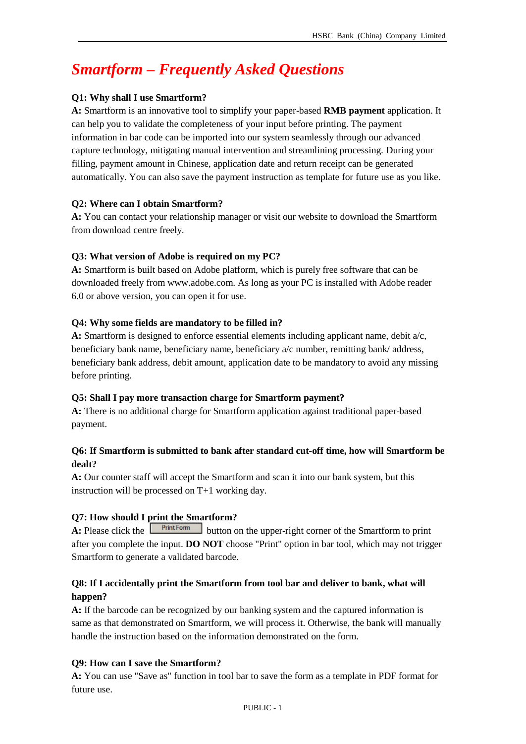# *Smartform – Frequently Asked Questions*

**Q1: Why shall I use Smartform?**

**A:** Smartform is an innovative tool to simplify your paper-based **RMB payment** application. It can help you to validate the completeness of your input before printing. The payment information in bar code can be imported into our system seamlessly through our advanced capture technology, mitigating manual intervention and streamlining processing. During your filling, payment amount in Chinese, application date and return receipt can be generated automatically. You can also save the payment instruction as template for future use as you like.

**Q2: Where can I obtain Smartform?**

**A:** You can contact your relationship manager or visit our website to download the Smartform from download centre freely.

**Q3: What version of Adobe is required on my PC?**

**A:** Smartform is built based on Adobe platform, which is purely free software that can be downloaded freely from www.adobe.com. As long as your PC is installed with Adobe reader 6.0 or above version, you can open it for use.

**Q4: Why some fields are mandatory to be filled in?**

**A:** Smartform is designed to enforce essential elements including applicant name, debit a/c, beneficiary bank name, beneficiary name, beneficiary a/c number, remitting bank/ address, beneficiary bank address, debit amount, application date to be mandatory to avoid any missing before printing.

**Q5: Shall I pay more transaction charge for Smartform payment?**

**A:** There is no additional charge for Smartform application against traditional paper-based payment.

**Q6: If Smartform is submitted to bank after standard cut-off time, how will Smartform be dealt?**

**A:** Our counter staff will accept the Smartform and scan it into our bank system, but this instruction will be processed on T+1 working day.

**Q7: How should I print the Smartform?**

**A:** Please click the [Print Form] button on the upper-right corner of the Smartform to print after you complete the input. **DO NOT** choose "Print" option in bar tool, which may not trigger Smartform to generate a validated barcode.

**Q8: If I accidentally print the Smartform from tool bar and deliver to bank, what will happen?**

**A:** If the barcode can be recognized by our banking system and the captured information is same as that demonstrated on Smartform, we will process it. Otherwise, the bank will manually handle the instruction based on the information demonstrated on the form.

**Q9: How can I save the Smartform?**

**A:** You can use "Save as" function in tool bar to save the form as a template in PDF format for future use.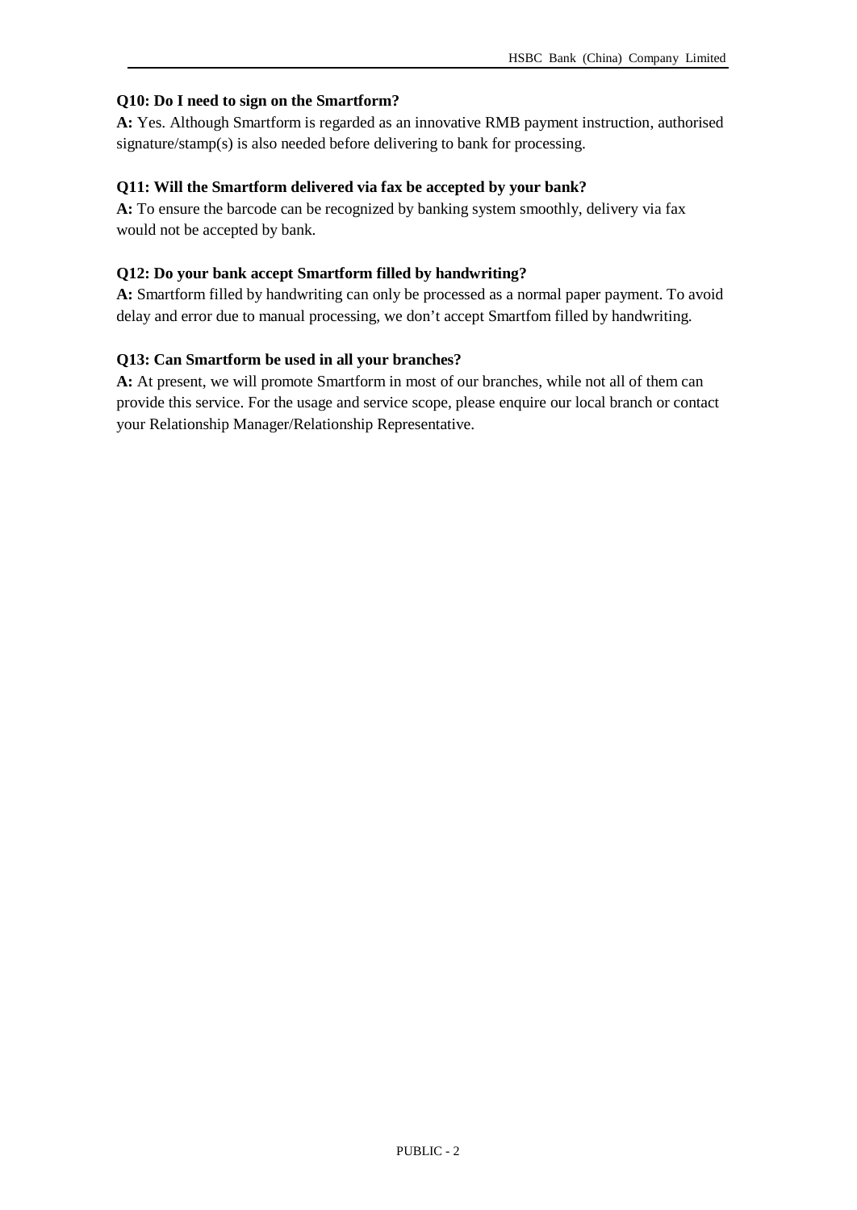**Q10: Do I need to sign on the Smartform?**

**A:** Yes. Although Smartform is regarded as an innovative RMB payment instruction, authorised signature/stamp(s) is also needed before delivering to bank for processing.

**Q11: Will the Smartform delivered via fax be accepted by your bank?**

**A:** To ensure the barcode can be recognized by banking system smoothly, delivery via fax would not be accepted by bank.

**Q12: Do your bank accept Smartform filled by handwriting?**

**A:** Smartform filled by handwriting can only be processed as a normal paper payment. To avoid delay and error due to manual processing, we don't accept Smartfom filled by handwriting.

**Q13: Can Smartform be used in all your branches?**

**A:** At present, we will promote Smartform in most of our branches, while not all of them can provide this service. For the usage and service scope, please enquire our local branch or contact your Relationship Manager/Relationship Representative.